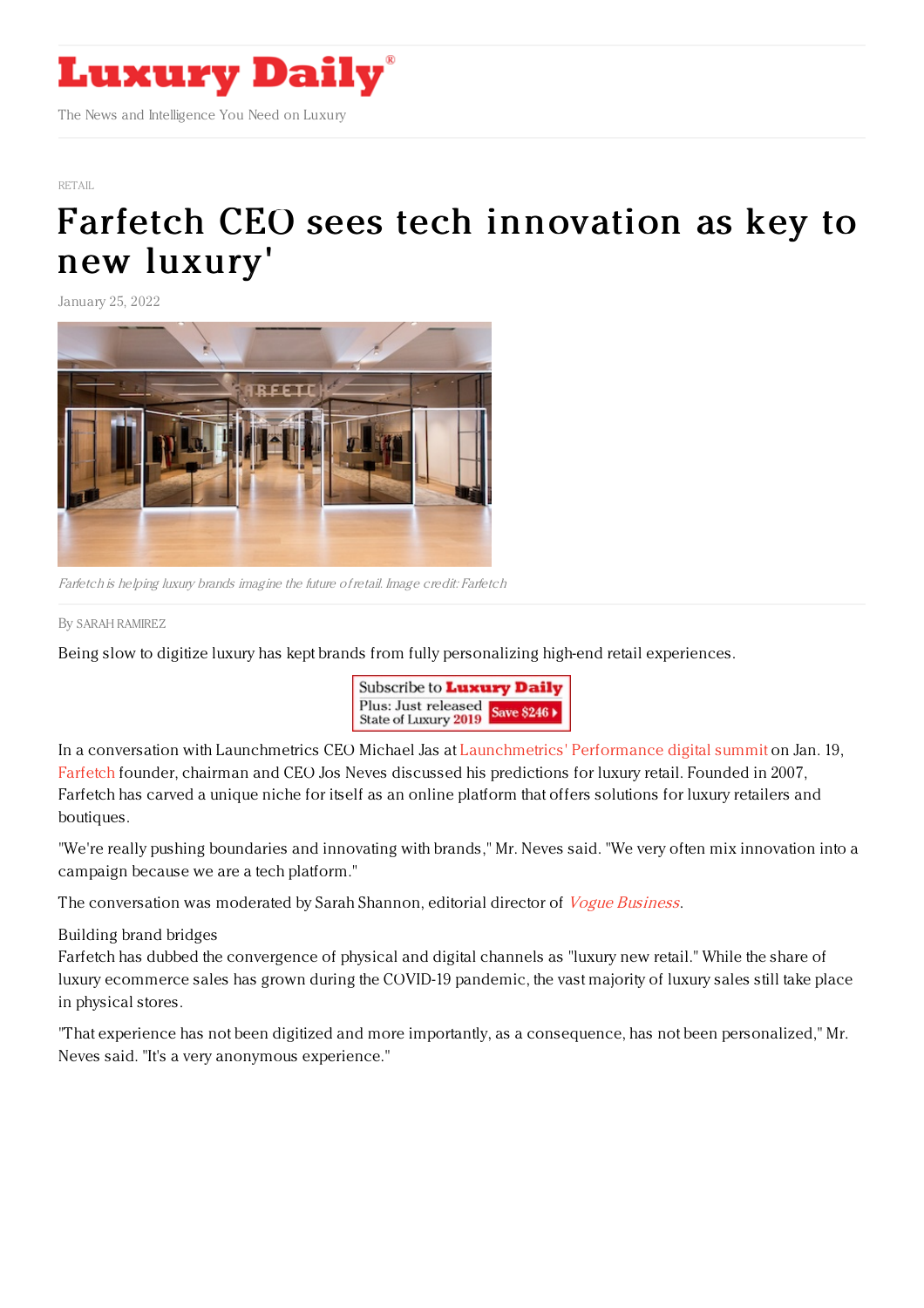# Luxury Daily

The News and Intelligence You Need on Luxury

RETAIL

# Farfetch CEO sees tech innovation as key to new luxury'

January 25, 2022

*Farfetch is helping luxury brands imagine the future of retail. Image credit: Farfetch*

By SARAH RAMIREZ

Being slow to digitize luxury has kept brands from fully personalizing high-end retail experiences.

In a conversation with Launchmetrics CEO Michael Jas at Launchmetrics' Performance digital summit on Jan. 19, Farfetch founder, chairman and CEO Jos Neves discussed his predictions for luxury retail. Founded in 2007, Farfetch has carved a unique niche for itself as an online platform that offers solutions for luxury retailers and boutiques.

"We're really pushing boundaries and innovating with brands," Mr. Neves said. "We very often mix innovation into a campaign because we are a tech platform."

The conversation was moderated by Sarah Shannon, editorial director of *Vogue Business*.

Building brand bridges

Farfetch has dubbed the convergence of physical and digital channels as "luxury new retail." While the share of luxury ecommerce sales has grown during the COVID-19 pandemic, the vast majority of luxury sales still take place in physical stores.

"That experience has not been digitized and more importantly, as a consequence, has not been personalized," Mr. Neves said. "It's a very anonymous experience."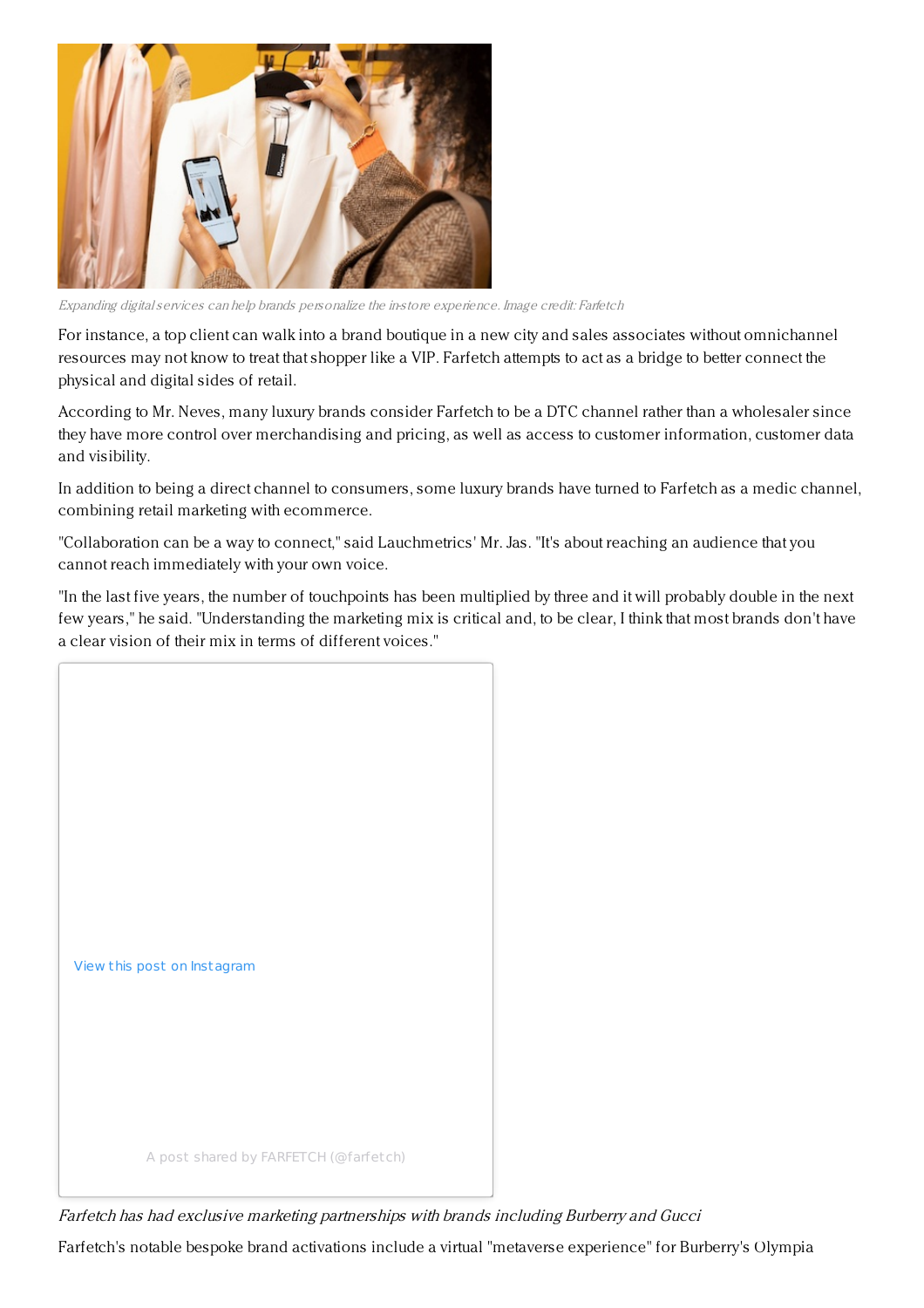*Expanding digital services can help brands personalize the in-store experience. Image credit: Farfetch*

For instance, a top client can walk into a brand boutique in a new city and sales associates without omnichannel resources may not know to treat that shopper like a VIP. Farfetch attempts to act as a bridge to better connect the physical and digital sides of retail.

According to Mr. Neves, many luxury brands consider Farfetch to be a DTC channel rather than a wholesaler since they have more control over merchandising and pricing, as well as access to customer information, customer data and visibility.

In addition to being a direct channel to consumers, some luxury brands have turned to Farfetch as a medic channel, combining retail marketing with ecommerce.

"Collaboration can be a way to connect," said Lauchmetrics' Mr. Jas. "It's about reaching an audience that you cannot reach immediately with your own voice.

"In the last five years, the number of touchpoints has been multiplied by three and it will probably double in the next few years," he said. "Understanding the marketing mix is critical and, to be clear, I think that most brands don't have a clear vision of their mix in terms of different voices."

View this post on Instagram

A post shared by FARFETCH (@farfetch)

*Farfetch has had exclusive marketing partnerships with brands including Burberry and Gucci*

Farfetch's notable bespoke brand activations include a virtual "metaverse experience" for Burberry's Olympia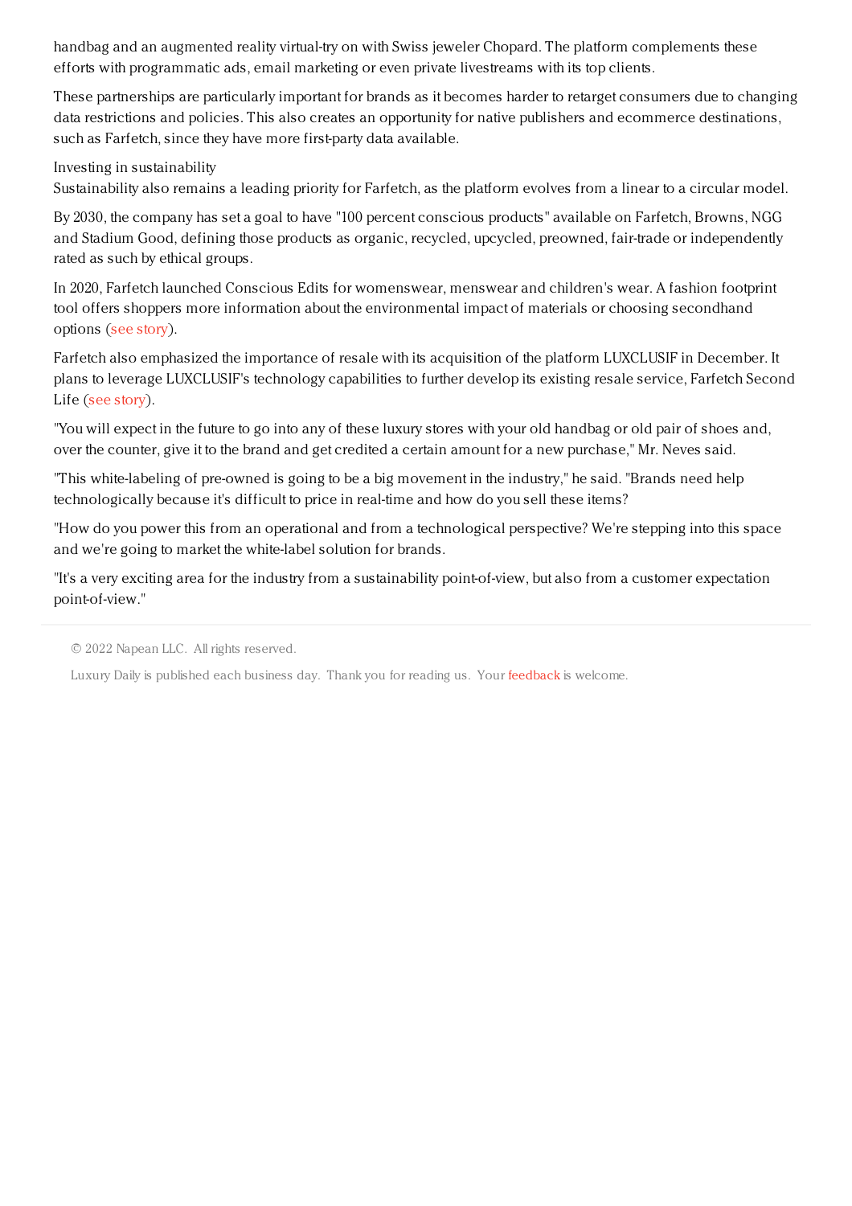handbag and an augmented reality virtual-try on with Swiss jeweler Chopard. The platform complements these efforts with programmatic ads, email marketing or even private livestreams with its top clients.

These partnerships are particularly important for brands as it becomes harder to retarget consumers due to changing data restrictions and policies. This also creates an opportunity for native publishers and ecommerce destinations, such as Farfetch, since they have more first-party data available.

## Investing in sustainability

Sustainability also remains a leading priority for Farfetch, as the platform evolves from a linear to a circular model.

By 2030, the company has set a goal to have "100 percent conscious products" available on Farfetch, Browns, NGG and Stadium Good, defining those products as organic, recycled, upcycled, preowned, fair-trade or independently rated as such by ethical groups.

In 2020, Farfetch launched Conscious Edits for womenswear, menswear and children's wear. A fashion footprint tool offers shoppers more information about the environmental impact of materials or choosing secondhand options (see story).

Farfetch also emphasized the importance of resale with its acquisition of the platform LUXCLUSIF in December. It plans to leverage LUXCLUSIF's technology capabilities to further develop its existing resale service, Farfetch Second Life (see story).

"You will expect in the future to go into any of these luxury stores with your old handbag or old pair of shoes and, over the counter, give it to the brand and get credited a certain amount for a new purchase," Mr. Neves said.

"This white-labeling of pre-owned is going to be a big movement in the industry," he said. "Brands need help technologically because it's difficult to price in real-time and how do you sell these items?

"How do you power this from an operational and from a technological perspective? We're stepping into this space and we're going to market the white-label solution for brands.

"It's a very exciting area for the industry from a sustainability point-of-view, but also from a customer expectation point-of-view."

© 2022 Napean LLC. All rights reserved.

Luxury Daily is published each business day. Thank you for reading us. Your feedback is welcome.